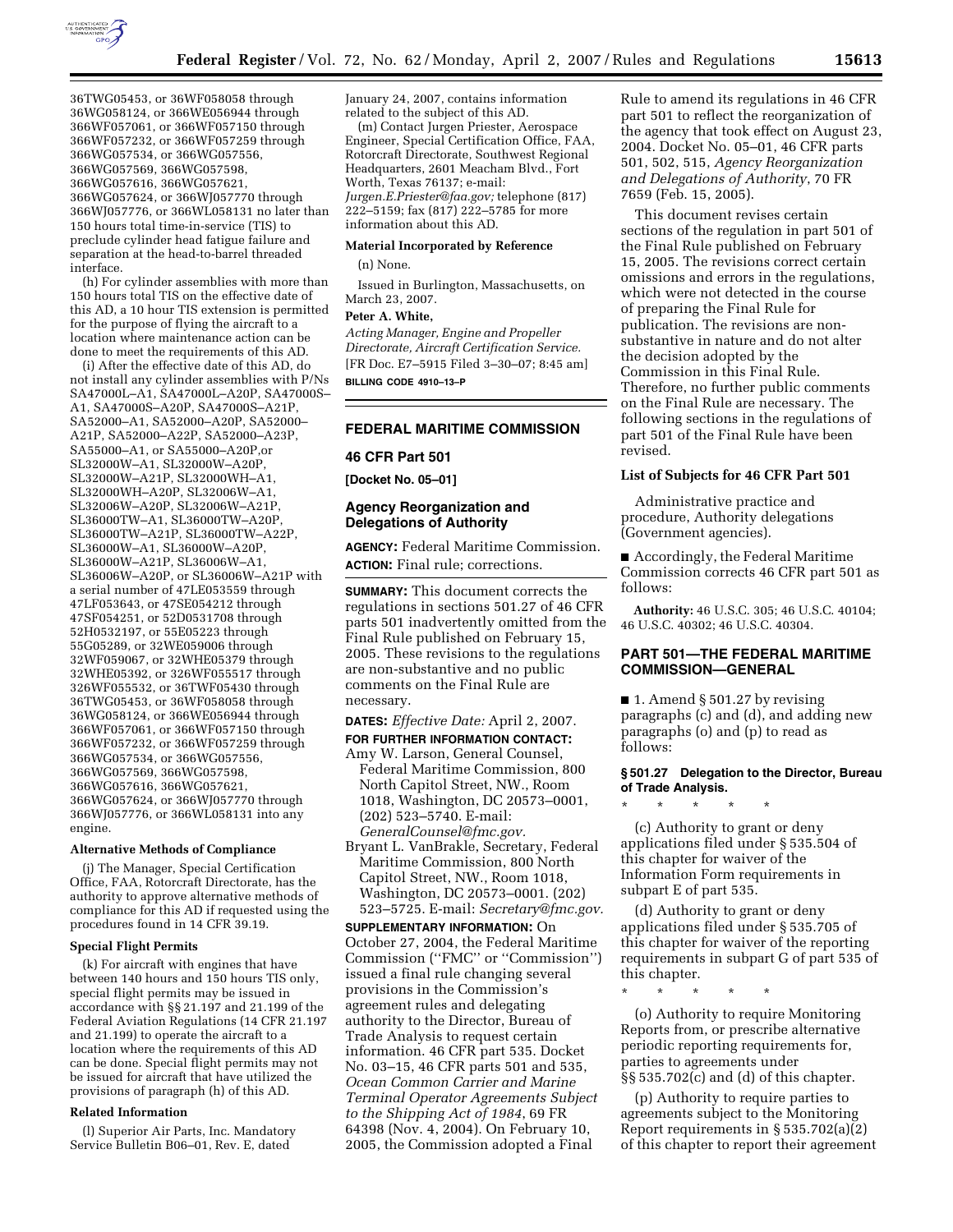36TWG05453, or 36WF058058 through 36WG058124, or 366WE056944 through 366WF057061, or 366WF057150 through 366WF057232, or 366WF057259 through 366WG057534, or 366WG057556, 366WG057569, 366WG057598, 366WG057616, 366WG057621, 366WG057624, or 366WJ057770 through 366WJ057776, or 366WL058131 no later than 150 hours total time-in-service (TIS) to preclude cylinder head fatigue failure and separation at the head-to-barrel threaded interface.

(h) For cylinder assemblies with more than 150 hours total TIS on the effective date of this AD, a 10 hour TIS extension is permitted for the purpose of flying the aircraft to a location where maintenance action can be done to meet the requirements of this AD.

(i) After the effective date of this AD, do not install any cylinder assemblies with P/Ns SA47000L–A1, SA47000L–A20P, SA47000S–A1, SA47000S–A20P, SA47000S–A21P, SA52000–A1, SA52000–A20P, SA52000–A21P, SA52000–A22P, SA52000–A23P, SA55000–A1, or SA55000–A20P,or SL32000W–A1, SL32000W–A20P, SL32000W–A21P, SL32000WH–A1, SL32000WH–A20P, SL32006W–A1, SL32006W–A20P, SL32006W–A21P, SL36000TW–A1, SL36000TW–A20P, SL36000TW–A21P, SL36000TW–A22P, SL36000W–A1, SL36000W–A20P, SL36000W–A21P, SL36006W–A1, SL36006W–A20P, or SL36006W–A21P with a serial number of 47LE053559 through 47LF053643, or 47SE054212 through 47SF054251, or 52D0531708 through 52H0532197, or 55E05223 through 55G05289, or 32WE059006 through 32WF059067, or 32WHE05379 through 32WHE05392, or 326WF055517 through 326WF055532, or 36TWF05430 through 36TWG05453, or 36WF058058 through 36WG058124, or 366WE056944 through 366WF057061, or 366WF057150 through 366WF057232, or 366WF057259 through 366WG057534, or 366WG057556, 366WG057569, 366WG057598, 366WG057616, 366WG057621, 366WG057624, or 366WJ057770 through 366WJ057776, or 366WL058131 into any engine.

**Alternative Methods of Compliance**

(j) The Manager, Special Certification Office, FAA, Rotorcraft Directorate, has the authority to approve alternative methods of compliance for this AD if requested using the procedures found in 14 CFR 39.19.

**Special Flight Permits**

(k) For aircraft with engines that have between 140 hours and 150 hours TIS only, special flight permits may be issued in accordance with §§ 21.197 and 21.199 of the Federal Aviation Regulations (14 CFR 21.197 and 21.199) to operate the aircraft to a location where the requirements of this AD can be done. Special flight permits may not be issued for aircraft that have utilized the provisions of paragraph (h) of this AD.

**Related Information**

(l) Superior Air Parts, Inc. Mandatory Service Bulletin B06–01, Rev. E, dated January 24, 2007, contains information related to the subject of this AD.

(m) Contact Jurgen Priester, Aerospace Engineer, Special Certification Office, FAA, Rotorcraft Directorate, Southwest Regional Headquarters, 2601 Meacham Blvd., Fort Worth, Texas 76137; e-mail: *Jurgen.E.Priester@faa.gov;* telephone (817) 222–5159; fax (817) 222–5785 for more information about this AD.

**Material Incorporated by Reference**

(n) None.

Issued in Burlington, Massachusetts, on March 23, 2007.

**Peter A. White,**

*Acting Manager, Engine and Propeller Directorate, Aircraft Certification Service.*

[FR Doc. E7–5915 Filed 3–30–07; 8:45 am]

**BILLING CODE 4910–13–P**

## FEDERAL MARITIME COMMISSION

### 46 CFR Part 501

**[Docket No. 05–01]**

### Agency Reorganization and Delegations of Authority

**AGENCY:** Federal Maritime Commission.

**ACTION:** Final rule; corrections.

**SUMMARY:** This document corrects the regulations in sections 501.27 of 46 CFR parts 501 inadvertently omitted from the Final Rule published on February 15, 2005. These revisions to the regulations are non-substantive and no public comments on the Final Rule are necessary.

**DATES:** *Effective Date:* April 2, 2007.

**FOR FURTHER INFORMATION CONTACT:**

Amy W. Larson, General Counsel, Federal Maritime Commission, 800 North Capitol Street, NW., Room 1018, Washington, DC 20573–0001, (202) 523–5740. E-mail: *GeneralCounsel@fmc.gov.*

Bryant L. VanBrakle, Secretary, Federal Maritime Commission, 800 North Capitol Street, NW., Room 1018, Washington, DC 20573–0001. (202) 523–5725. E-mail: *Secretary@fmc.gov.*

**SUPPLEMENTARY INFORMATION:** On October 27, 2004, the Federal Maritime Commission (''FMC'' or ''Commission'') issued a final rule changing several provisions in the Commission's agreement rules and delegating authority to the Director, Bureau of Trade Analysis to request certain information. 46 CFR part 535. Docket No. 03–15, 46 CFR parts 501 and 535, *Ocean Common Carrier and Marine Terminal Operator Agreements Subject to the Shipping Act of 1984*, 69 FR 64398 (Nov. 4, 2004). On February 10, 2005, the Commission adopted a Final Rule to amend its regulations in 46 CFR part 501 to reflect the reorganization of the agency that took effect on August 23, 2004. Docket No. 05–01, 46 CFR parts 501, 502, 515, *Agency Reorganization and Delegations of Authority*, 70 FR 7659 (Feb. 15, 2005).

This document revises certain sections of the regulation in part 501 of the Final Rule published on February 15, 2005. The revisions correct certain omissions and errors in the regulations, which were not detected in the course of preparing the Final Rule for publication. The revisions are non-substantive in nature and do not alter the decision adopted by the Commission in this Final Rule. Therefore, no further public comments on the Final Rule are necessary. The following sections in the regulations of part 501 of the Final Rule have been revised.

**List of Subjects for 46 CFR Part 501**

Administrative practice and procedure, Authority delegations (Government agencies).

■ Accordingly, the Federal Maritime Commission corrects 46 CFR part 501 as follows:

**Authority:** 46 U.S.C. 305; 46 U.S.C. 40104; 46 U.S.C. 40302; 46 U.S.C. 40304.

## PART 501—THE FEDERAL MARITIME COMMISSION—GENERAL

■ 1. Amend § 501.27 by revising paragraphs (c) and (d), and adding new paragraphs (o) and (p) to read as follows:

**§ 501.27 Delegation to the Director, Bureau of Trade Analysis.**

\* \* \* \* \*

(c) Authority to grant or deny applications filed under § 535.504 of this chapter for waiver of the Information Form requirements in subpart E of part 535.

(d) Authority to grant or deny applications filed under § 535.705 of this chapter for waiver of the reporting requirements in subpart G of part 535 of this chapter.

\* \* \* \* \*

(o) Authority to require Monitoring Reports from, or prescribe alternative periodic reporting requirements for, parties to agreements under §§ 535.702(c) and (d) of this chapter.

(p) Authority to require parties to agreements subject to the Monitoring Report requirements in § 535.702(a)(2) of this chapter to report their agreement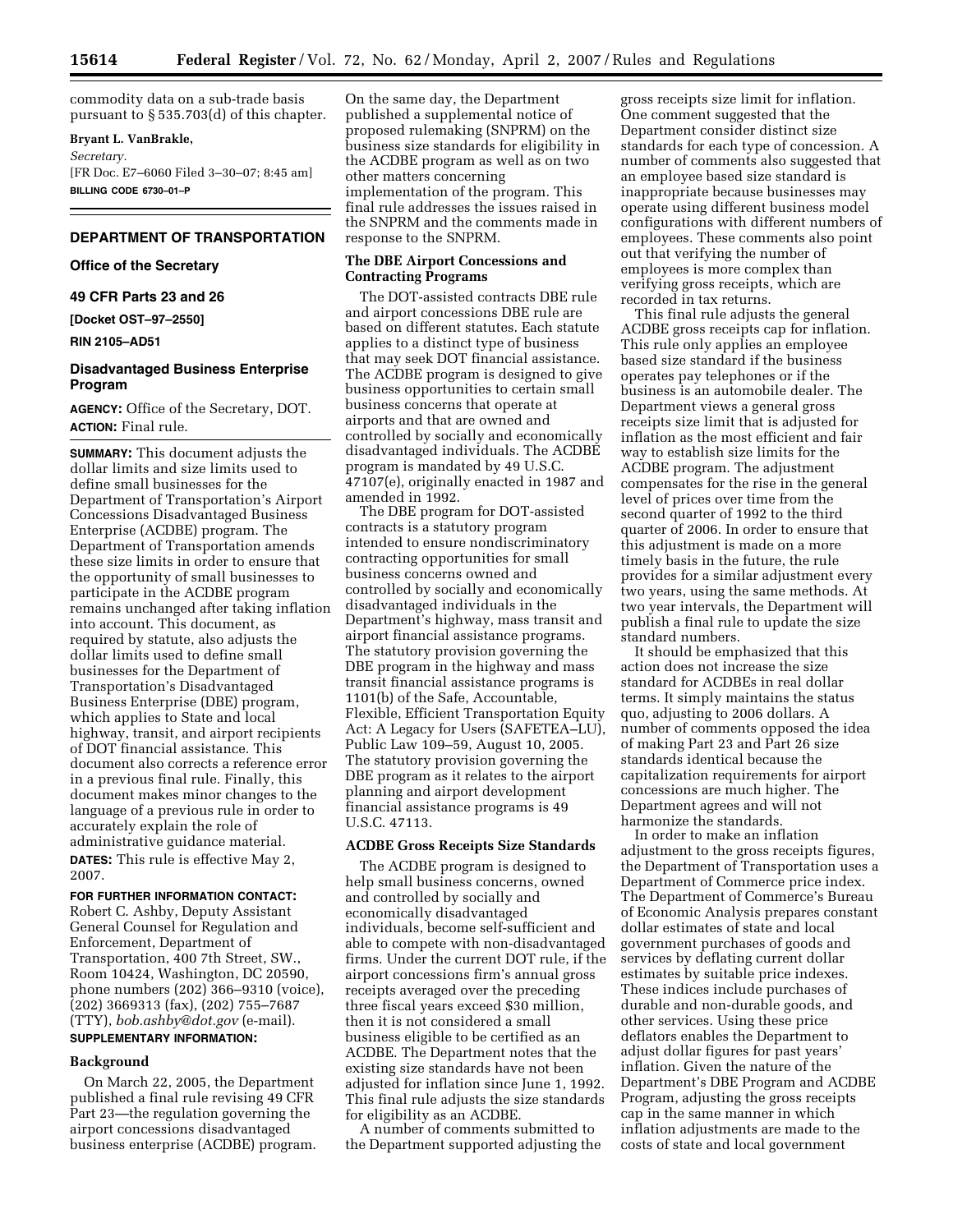commodity data on a sub-trade basis pursuant to § 535.703(d) of this chapter.

**Bryant L. VanBrakle,**

*Secretary.*

[FR Doc. E7–6060 Filed 3–30–07; 8:45 am]

**BILLING CODE 6730–01–P**

---

## DEPARTMENT OF TRANSPORTATION

### Office of the Secretary

### 49 CFR Parts 23 and 26

**[Docket OST–97–2550]**

**RIN 2105–AD51**

### Disadvantaged Business Enterprise Program

**AGENCY:** Office of the Secretary, DOT.

**ACTION:** Final rule.

**SUMMARY:** This document adjusts the dollar limits and size limits used to define small businesses for the Department of Transportation's Airport Concessions Disadvantaged Business Enterprise (ACDBE) program. The Department of Transportation amends these size limits in order to ensure that the opportunity of small businesses to participate in the ACDBE program remains unchanged after taking inflation into account. This document, as required by statute, also adjusts the dollar limits used to define small businesses for the Department of Transportation's Disadvantaged Business Enterprise (DBE) program, which applies to State and local highway, transit, and airport recipients of DOT financial assistance. This document also corrects a reference error in a previous final rule. Finally, this document makes minor changes to the language of a previous rule in order to accurately explain the role of administrative guidance material.

**DATES:** This rule is effective May 2, 2007.

**FOR FURTHER INFORMATION CONTACT:** Robert C. Ashby, Deputy Assistant General Counsel for Regulation and Enforcement, Department of Transportation, 400 7th Street, SW., Room 10424, Washington, DC 20590, phone numbers (202) 366–9310 (voice), (202) 3669313 (fax), (202) 755–7687 (TTY), *bob.ashby@dot.gov* (e-mail).

**SUPPLEMENTARY INFORMATION:**

#### Background

On March 22, 2005, the Department published a final rule revising 49 CFR Part 23—the regulation governing the airport concessions disadvantaged business enterprise (ACDBE) program. On the same day, the Department published a supplemental notice of proposed rulemaking (SNPRM) on the business size standards for eligibility in the ACDBE program as well as on two other matters concerning implementation of the program. This final rule addresses the issues raised in the SNPRM and the comments made in response to the SNPRM.

#### The DBE Airport Concessions and Contracting Programs

The DOT-assisted contracts DBE rule and airport concessions DBE rule are based on different statutes. Each statute applies to a distinct type of business that may seek DOT financial assistance. The ACDBE program is designed to give business opportunities to certain small business concerns that operate at airports and that are owned and controlled by socially and economically disadvantaged individuals. The ACDBE program is mandated by 49 U.S.C. 47107(e), originally enacted in 1987 and amended in 1992.

The DBE program for DOT-assisted contracts is a statutory program intended to ensure nondiscriminatory contracting opportunities for small business concerns owned and controlled by socially and economically disadvantaged individuals in the Department's highway, mass transit and airport financial assistance programs. The statutory provision governing the DBE program in the highway and mass transit financial assistance programs is 1101(b) of the Safe, Accountable, Flexible, Efficient Transportation Equity Act: A Legacy for Users (SAFETEA–LU), Public Law 109–59, August 10, 2005. The statutory provision governing the DBE program as it relates to the airport planning and airport development financial assistance programs is 49 U.S.C. 47113.

#### ACDBE Gross Receipts Size Standards

The ACDBE program is designed to help small business concerns, owned and controlled by socially and economically disadvantaged individuals, become self-sufficient and able to compete with non-disadvantaged firms. Under the current DOT rule, if the airport concessions firm's annual gross receipts averaged over the preceding three fiscal years exceed $30 million, then it is not considered a small business eligible to be certified as an ACDBE. The Department notes that the existing size standards have not been adjusted for inflation since June 1, 1992. This final rule adjusts the size standards for eligibility as an ACDBE.

A number of comments submitted to the Department supported adjusting the gross receipts size limit for inflation. One comment suggested that the Department consider distinct size standards for each type of concession. A number of comments also suggested that an employee based size standard is inappropriate because businesses may operate using different business model configurations with different numbers of employees. These comments also point out that verifying the number of employees is more complex than verifying gross receipts, which are recorded in tax returns.

This final rule adjusts the general ACDBE gross receipts cap for inflation. This rule only applies an employee based size standard if the business operates pay telephones or if the business is an automobile dealer. The Department views a general gross receipts size limit that is adjusted for inflation as the most efficient and fair way to establish size limits for the ACDBE program. The adjustment compensates for the rise in the general level of prices over time from the second quarter of 1992 to the third quarter of 2006. In order to ensure that this adjustment is made on a more timely basis in the future, the rule provides for a similar adjustment every two years, using the same methods. At two year intervals, the Department will publish a final rule to update the size standard numbers.

It should be emphasized that this action does not increase the size standard for ACDBEs in real dollar terms. It simply maintains the status quo, adjusting to 2006 dollars. A number of comments opposed the idea of making Part 23 and Part 26 size standards identical because the capitalization requirements for airport concessions are much higher. The Department agrees and will not harmonize the standards.

In order to make an inflation adjustment to the gross receipts figures, the Department of Transportation uses a Department of Commerce price index. The Department of Commerce's Bureau of Economic Analysis prepares constant dollar estimates of state and local government purchases of goods and services by deflating current dollar estimates by suitable price indexes. These indices include purchases of durable and non-durable goods, and other services. Using these price deflators enables the Department to adjust dollar figures for past years' inflation. Given the nature of the Department's DBE Program and ACDBE Program, adjusting the gross receipts cap in the same manner in which inflation adjustments are made to the costs of state and local government